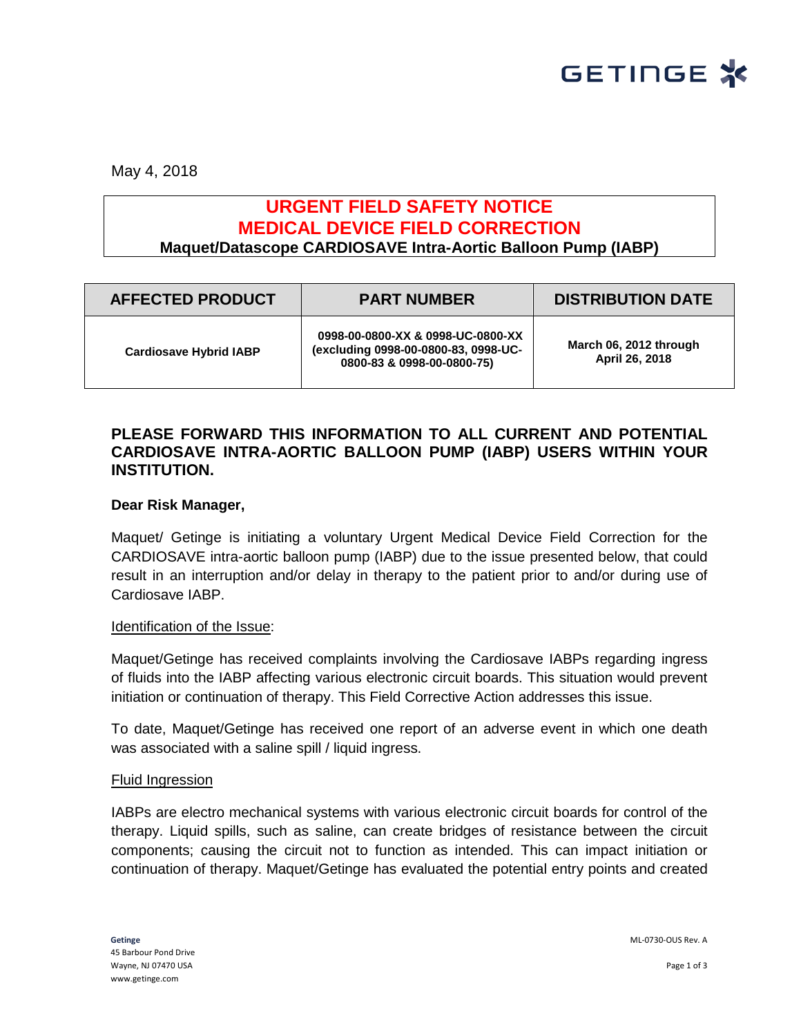May 4, 2018

# URGENT FIELD SAFETY NOTICE
# MEDICAL DEVICE FIELD CORRECTION
## Maquet/Datascope CARDIOSAVE Intra-Aortic Balloon Pump (IABP)

| AFFECTED PRODUCT | PART NUMBER | DISTRIBUTION DATE |
| --- | --- | --- |
| **Cardiosave Hybrid IABP** | **0998-00-0800-XX & 0998-UC-0800-XX (excluding 0998-00-0800-83, 0998-UC-0800-83 & 0998-00-0800-75)** | **March 06, 2012 through April 26, 2018** |

**PLEASE FORWARD THIS INFORMATION TO ALL CURRENT AND POTENTIAL CARDIOSAVE INTRA-AORTIC BALLOON PUMP (IABP) USERS WITHIN YOUR INSTITUTION.**

**Dear Risk Manager,**

Maquet/ Getinge is initiating a voluntary Urgent Medical Device Field Correction for the CARDIOSAVE intra-aortic balloon pump (IABP) due to the issue presented below, that could result in an interruption and/or delay in therapy to the patient prior to and/or during use of Cardiosave IABP.

Identification of the Issue:

Maquet/Getinge has received complaints involving the Cardiosave IABPs regarding ingress of fluids into the IABP affecting various electronic circuit boards. This situation would prevent initiation or continuation of therapy. This Field Corrective Action addresses this issue.

To date, Maquet/Getinge has received one report of an adverse event in which one death was associated with a saline spill / liquid ingress.

Fluid Ingression

IABPs are electro mechanical systems with various electronic circuit boards for control of the therapy. Liquid spills, such as saline, can create bridges of resistance between the circuit components; causing the circuit not to function as intended. This can impact initiation or continuation of therapy. Maquet/Getinge has evaluated the potential entry points and created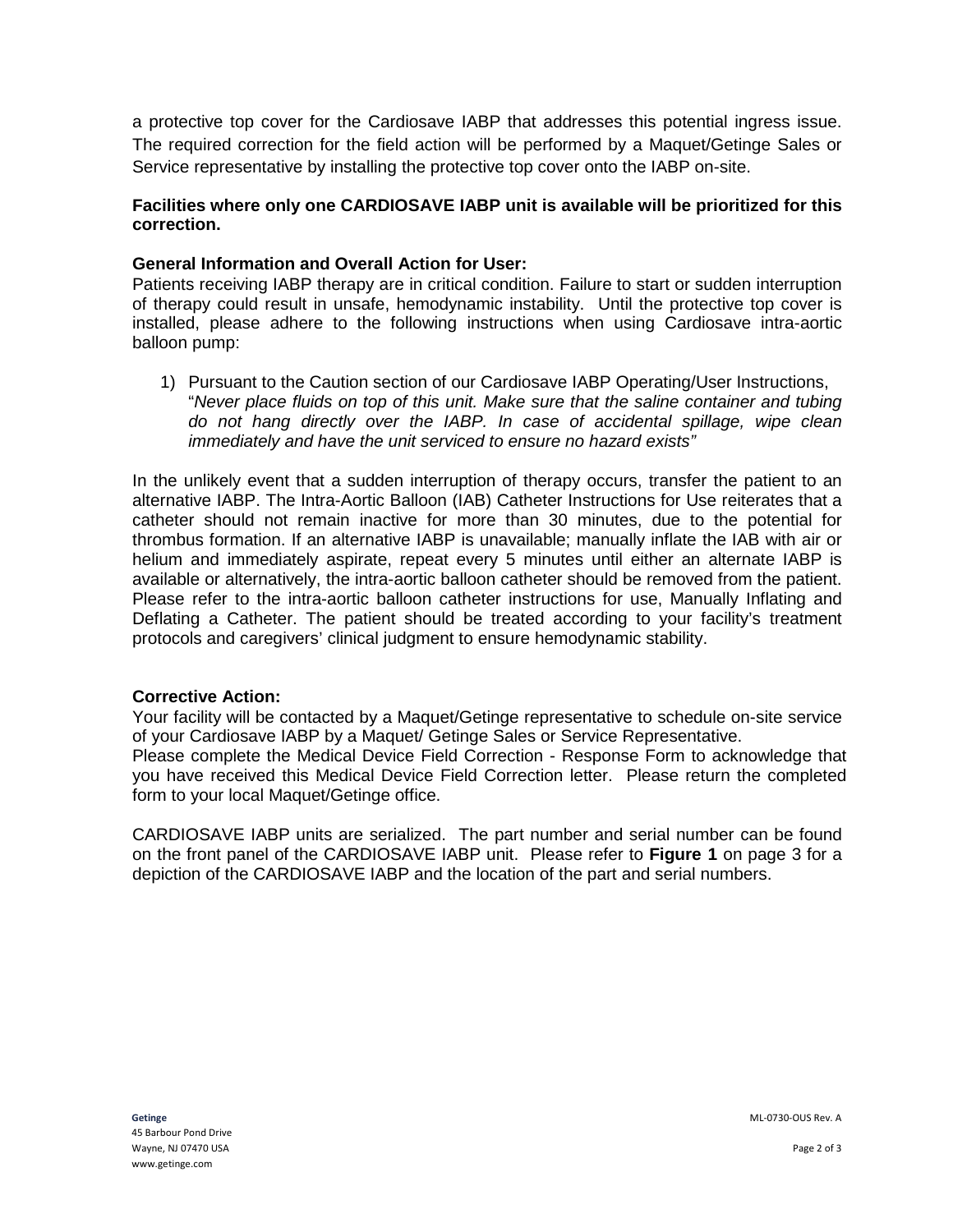a protective top cover for the Cardiosave IABP that addresses this potential ingress issue. The required correction for the field action will be performed by a Maquet/Getinge Sales or Service representative by installing the protective top cover onto the IABP on-site.

**Facilities where only one CARDIOSAVE IABP unit is available will be prioritized for this correction.**

**General Information and Overall Action for User:**
Patients receiving IABP therapy are in critical condition. Failure to start or sudden interruption of therapy could result in unsafe, hemodynamic instability. Until the protective top cover is installed, please adhere to the following instructions when using Cardiosave intra-aortic balloon pump:

1) Pursuant to the Caution section of our Cardiosave IABP Operating/User Instructions, "*Never place fluids on top of this unit. Make sure that the saline container and tubing do not hang directly over the IABP. In case of accidental spillage, wipe clean immediately and have the unit serviced to ensure no hazard exists"*

In the unlikely event that a sudden interruption of therapy occurs, transfer the patient to an alternative IABP. The Intra-Aortic Balloon (IAB) Catheter Instructions for Use reiterates that a catheter should not remain inactive for more than 30 minutes, due to the potential for thrombus formation. If an alternative IABP is unavailable; manually inflate the IAB with air or helium and immediately aspirate, repeat every 5 minutes until either an alternate IABP is available or alternatively, the intra-aortic balloon catheter should be removed from the patient. Please refer to the intra-aortic balloon catheter instructions for use, Manually Inflating and Deflating a Catheter. The patient should be treated according to your facility's treatment protocols and caregivers' clinical judgment to ensure hemodynamic stability.

**Corrective Action:**
Your facility will be contacted by a Maquet/Getinge representative to schedule on-site service of your Cardiosave IABP by a Maquet/ Getinge Sales or Service Representative.
Please complete the Medical Device Field Correction - Response Form to acknowledge that you have received this Medical Device Field Correction letter. Please return the completed form to your local Maquet/Getinge office.

CARDIOSAVE IABP units are serialized. The part number and serial number can be found on the front panel of the CARDIOSAVE IABP unit. Please refer to **Figure 1** on page 3 for a depiction of the CARDIOSAVE IABP and the location of the part and serial numbers.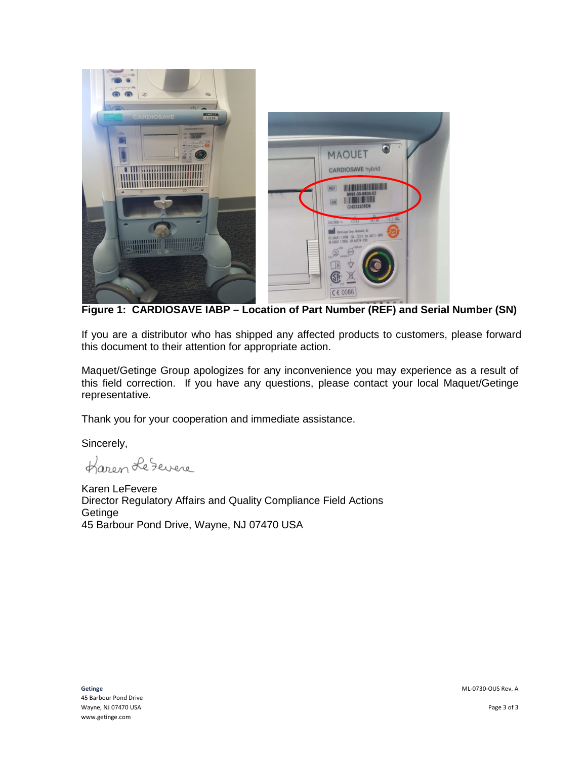**Figure 1: CARDIOSAVE IABP – Location of Part Number (REF) and Serial Number (SN)**

If you are a distributor who has shipped any affected products to customers, please forward this document to their attention for appropriate action.

Maquet/Getinge Group apologizes for any inconvenience you may experience as a result of this field correction. If you have any questions, please contact your local Maquet/Getinge representative.

Thank you for your cooperation and immediate assistance.

Sincerely,

Karen LeFevere
Director Regulatory Affairs and Quality Compliance Field Actions
Getinge
45 Barbour Pond Drive, Wayne, NJ 07470 USA